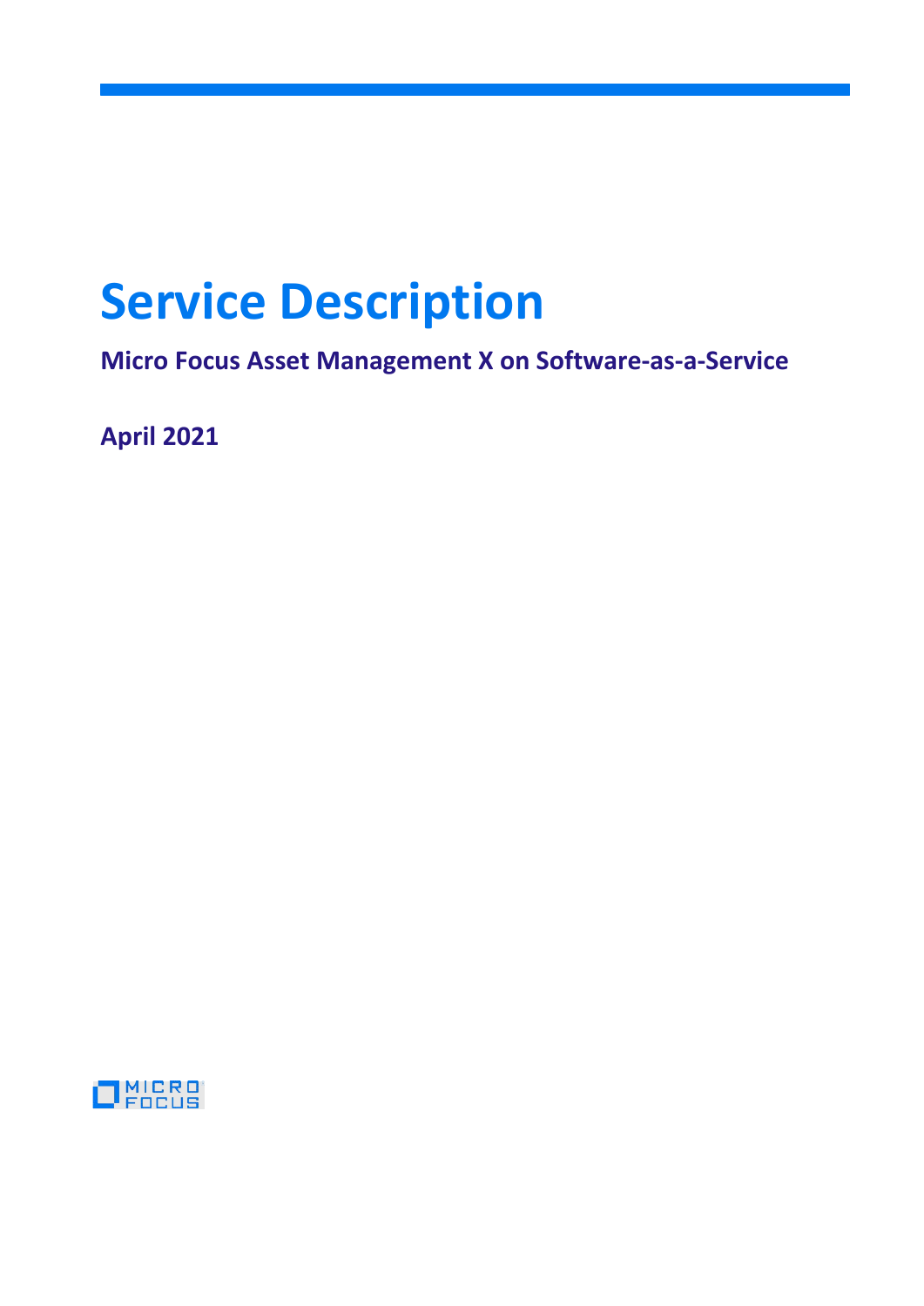# Service Description

**Micro Focus Asset Management X on Software-as-a-Service**

**April 2021**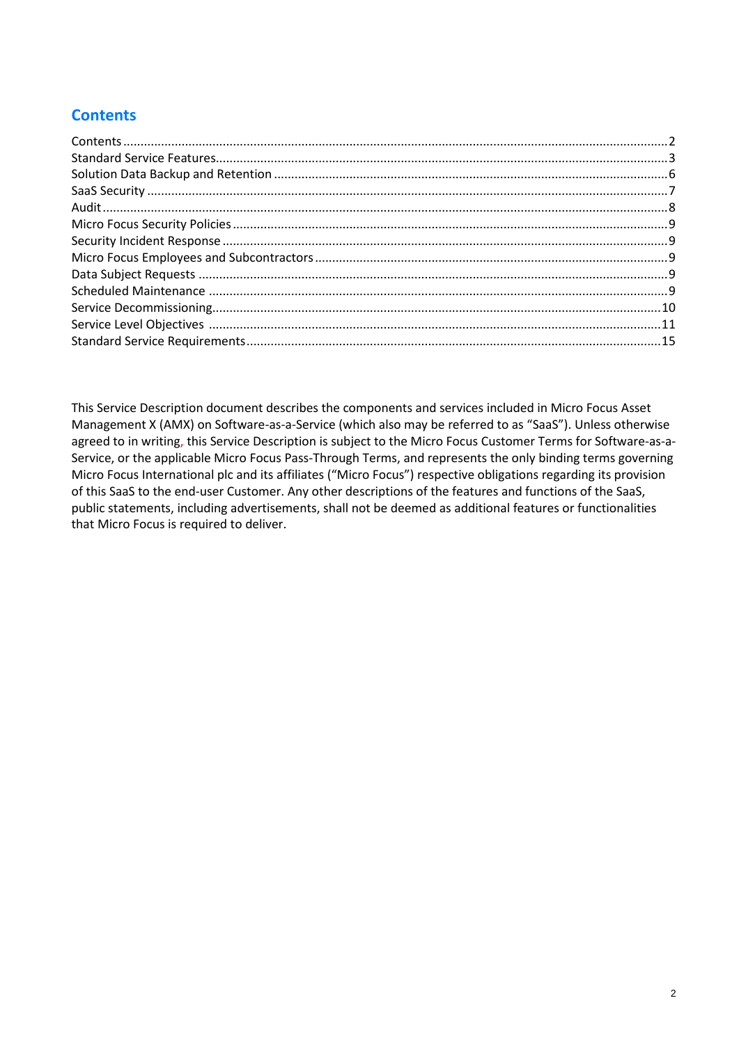## Contents

| | |
|---|---|
| Contents | 2 |
| Standard Service Features | 3 |
| Solution Data Backup and Retention | 6 |
| SaaS Security | 7 |
| Audit | 8 |
| Micro Focus Security Policies | 9 |
| Security Incident Response | 9 |
| Micro Focus Employees and Subcontractors | 9 |
| Data Subject Requests | 9 |
| Scheduled Maintenance | 9 |
| Service Decommissioning | 10 |
| Service Level Objectives | 11 |
| Standard Service Requirements | 15 |

This Service Description document describes the components and services included in Micro Focus Asset Management X (AMX) on Software-as-a-Service (which also may be referred to as "SaaS"). Unless otherwise agreed to in writing, this Service Description is subject to the Micro Focus Customer Terms for Software-as-a-Service, or the applicable Micro Focus Pass-Through Terms, and represents the only binding terms governing Micro Focus International plc and its affiliates ("Micro Focus") respective obligations regarding its provision of this SaaS to the end-user Customer. Any other descriptions of the features and functions of the SaaS, public statements, including advertisements, shall not be deemed as additional features or functionalities that Micro Focus is required to deliver.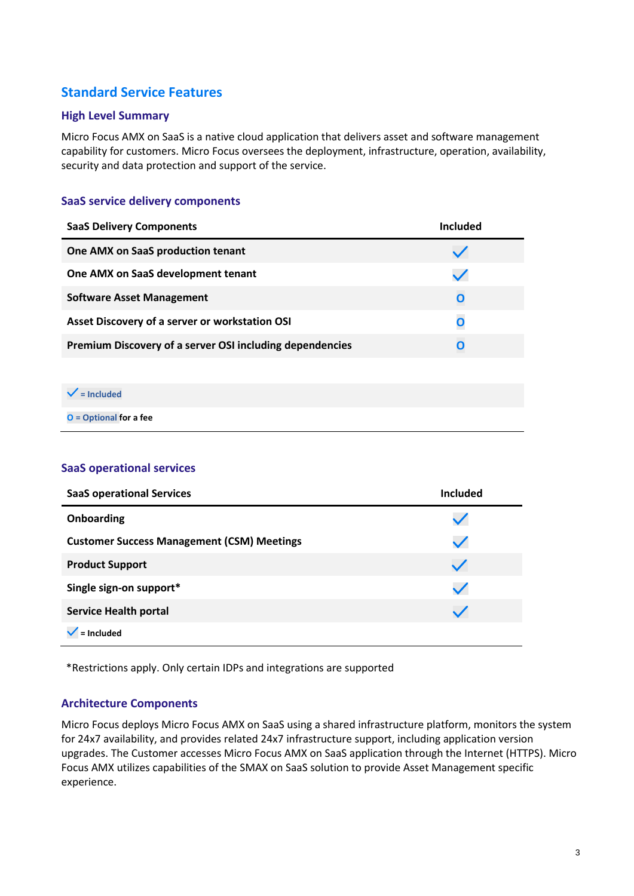## Standard Service Features

### High Level Summary

Micro Focus AMX on SaaS is a native cloud application that delivers asset and software management capability for customers. Micro Focus oversees the deployment, infrastructure, operation, availability, security and data protection and support of the service.

### SaaS service delivery components

| SaaS Delivery Components | Included |
|---|---|
| One AMX on SaaS production tenant | ✓ |
| One AMX on SaaS development tenant | ✓ |
| Software Asset Management | O |
| Asset Discovery of a server or workstation OSI | O |
| Premium Discovery of a server OSI including dependencies | O |

✓ = Included

O = Optional for a fee

### SaaS operational services

| SaaS operational Services | Included |
|---|---|
| Onboarding | ✓ |
| Customer Success Management (CSM) Meetings | ✓ |
| Product Support | ✓ |
| Single sign-on support* | ✓ |
| Service Health portal | ✓ |

✓ = Included

*Restrictions apply. Only certain IDPs and integrations are supported

### Architecture Components

Micro Focus deploys Micro Focus AMX on SaaS using a shared infrastructure platform, monitors the system for 24x7 availability, and provides related 24x7 infrastructure support, including application version upgrades. The Customer accesses Micro Focus AMX on SaaS application through the Internet (HTTPS). Micro Focus AMX utilizes capabilities of the SMAX on SaaS solution to provide Asset Management specific experience.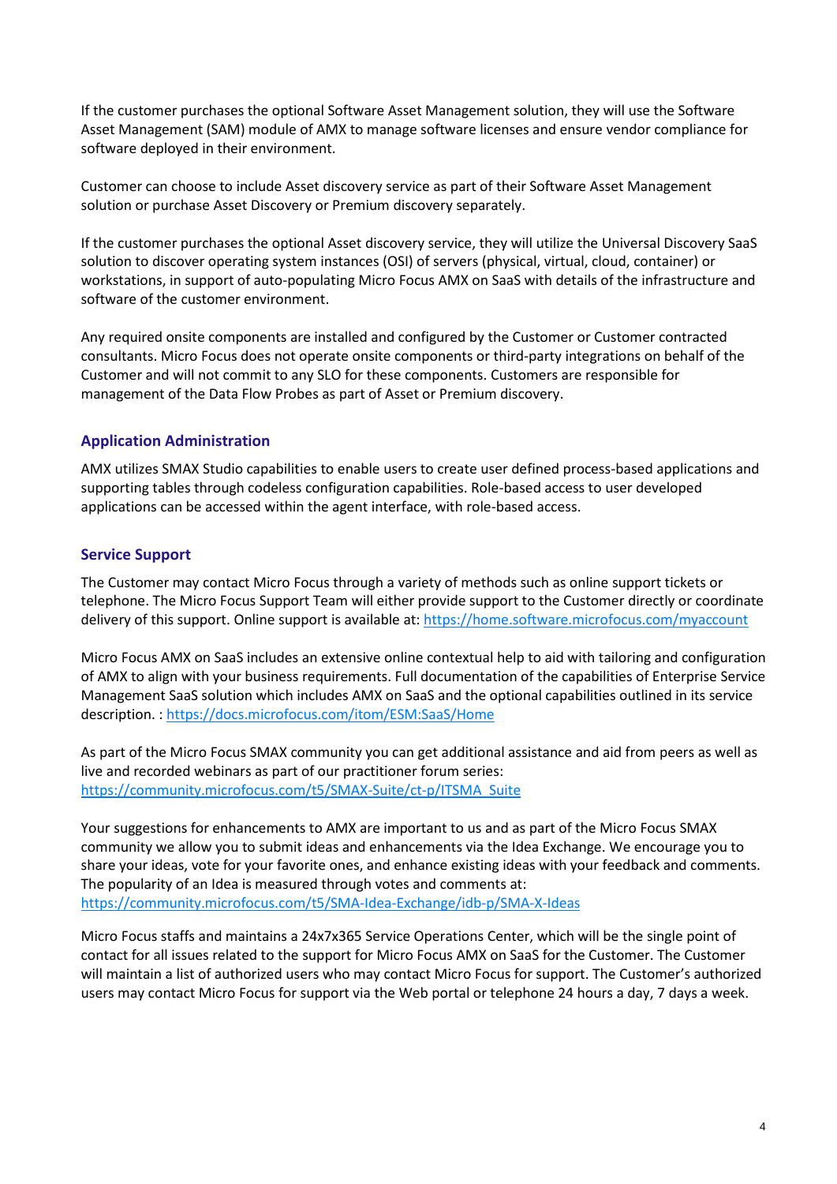If the customer purchases the optional Software Asset Management solution, they will use the Software Asset Management (SAM) module of AMX to manage software licenses and ensure vendor compliance for software deployed in their environment.

Customer can choose to include Asset discovery service as part of their Software Asset Management solution or purchase Asset Discovery or Premium discovery separately.

If the customer purchases the optional Asset discovery service, they will utilize the Universal Discovery SaaS solution to discover operating system instances (OSI) of servers (physical, virtual, cloud, container) or workstations, in support of auto-populating Micro Focus AMX on SaaS with details of the infrastructure and software of the customer environment.

Any required onsite components are installed and configured by the Customer or Customer contracted consultants. Micro Focus does not operate onsite components or third-party integrations on behalf of the Customer and will not commit to any SLO for these components. Customers are responsible for management of the Data Flow Probes as part of Asset or Premium discovery.

### Application Administration

AMX utilizes SMAX Studio capabilities to enable users to create user defined process-based applications and supporting tables through codeless configuration capabilities. Role-based access to user developed applications can be accessed within the agent interface, with role-based access.

### Service Support

The Customer may contact Micro Focus through a variety of methods such as online support tickets or telephone. The Micro Focus Support Team will either provide support to the Customer directly or coordinate delivery of this support. Online support is available at: https://home.software.microfocus.com/myaccount

Micro Focus AMX on SaaS includes an extensive online contextual help to aid with tailoring and configuration of AMX to align with your business requirements. Full documentation of the capabilities of Enterprise Service Management SaaS solution which includes AMX on SaaS and the optional capabilities outlined in its service description. : https://docs.microfocus.com/itom/ESM:SaaS/Home

As part of the Micro Focus SMAX community you can get additional assistance and aid from peers as well as live and recorded webinars as part of our practitioner forum series: https://community.microfocus.com/t5/SMAX-Suite/ct-p/ITSMA_Suite

Your suggestions for enhancements to AMX are important to us and as part of the Micro Focus SMAX community we allow you to submit ideas and enhancements via the Idea Exchange. We encourage you to share your ideas, vote for your favorite ones, and enhance existing ideas with your feedback and comments. The popularity of an Idea is measured through votes and comments at: https://community.microfocus.com/t5/SMA-Idea-Exchange/idb-p/SMA-X-Ideas

Micro Focus staffs and maintains a 24x7x365 Service Operations Center, which will be the single point of contact for all issues related to the support for Micro Focus AMX on SaaS for the Customer. The Customer will maintain a list of authorized users who may contact Micro Focus for support. The Customer's authorized users may contact Micro Focus for support via the Web portal or telephone 24 hours a day, 7 days a week.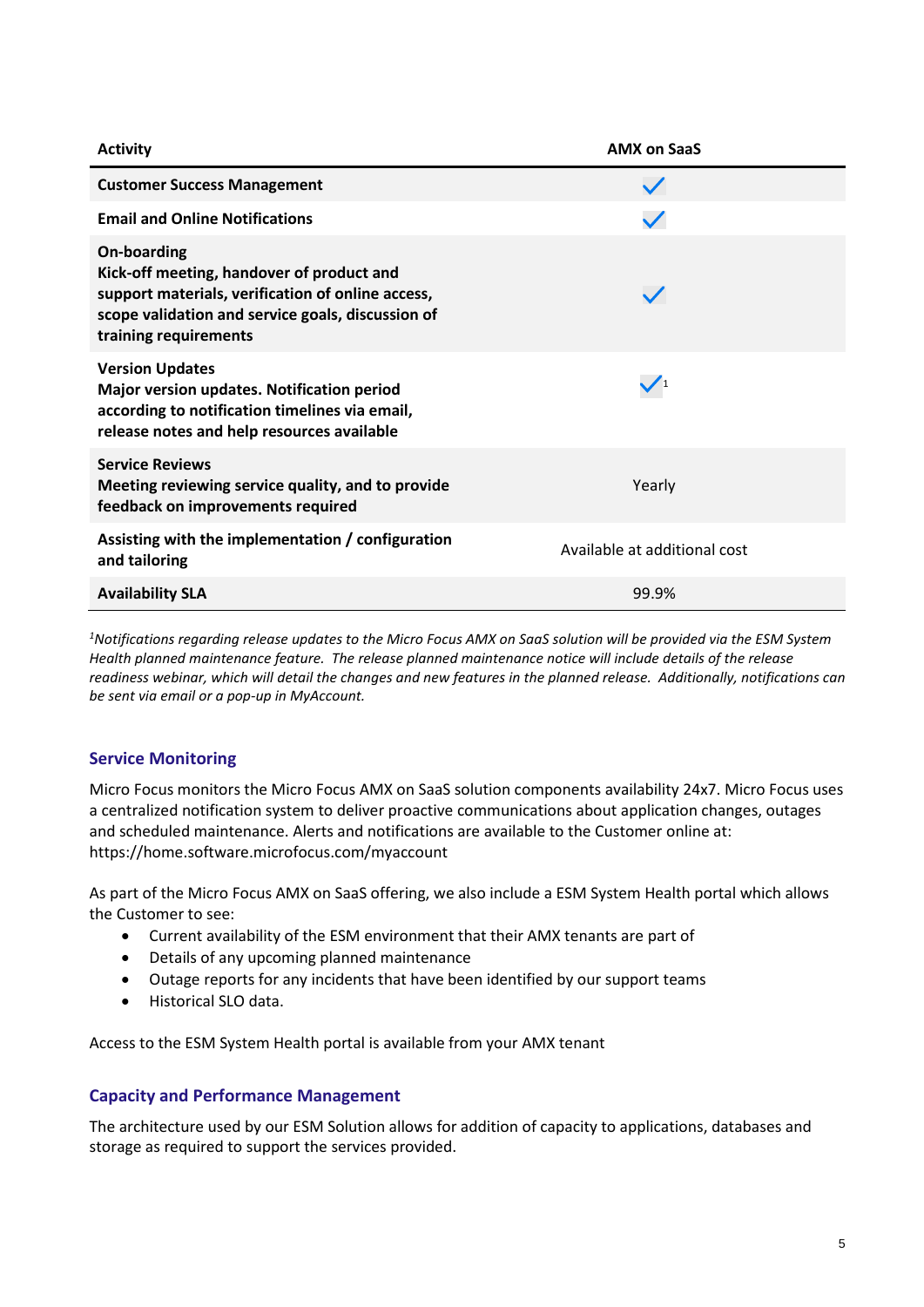| Activity | AMX on SaaS |
|---|---|
| **Customer Success Management** | ✓ |
| **Email and Online Notifications** | ✓ |
| **On-boarding**<br>**Kick-off meeting, handover of product and support materials, verification of online access, scope validation and service goals, discussion of training requirements** | ✓ |
| **Version Updates**<br>**Major version updates. Notification period according to notification timelines via email, release notes and help resources available** | ✓[1] |
| **Service Reviews**<br>**Meeting reviewing service quality, and to provide feedback on improvements required** | Yearly |
| **Assisting with the implementation / configuration and tailoring** | Available at additional cost |
| **Availability SLA** | 99.9% |

*[1]Notifications regarding release updates to the Micro Focus AMX on SaaS solution will be provided via the ESM System Health planned maintenance feature. The release planned maintenance notice will include details of the release readiness webinar, which will detail the changes and new features in the planned release. Additionally, notifications can be sent via email or a pop-up in MyAccount.*

## Service Monitoring

Micro Focus monitors the Micro Focus AMX on SaaS solution components availability 24x7. Micro Focus uses a centralized notification system to deliver proactive communications about application changes, outages and scheduled maintenance. Alerts and notifications are available to the Customer online at: https://home.software.microfocus.com/myaccount

As part of the Micro Focus AMX on SaaS offering, we also include a ESM System Health portal which allows the Customer to see:

- Current availability of the ESM environment that their AMX tenants are part of
- Details of any upcoming planned maintenance
- Outage reports for any incidents that have been identified by our support teams
- Historical SLO data.

Access to the ESM System Health portal is available from your AMX tenant

## Capacity and Performance Management

The architecture used by our ESM Solution allows for addition of capacity to applications, databases and storage as required to support the services provided.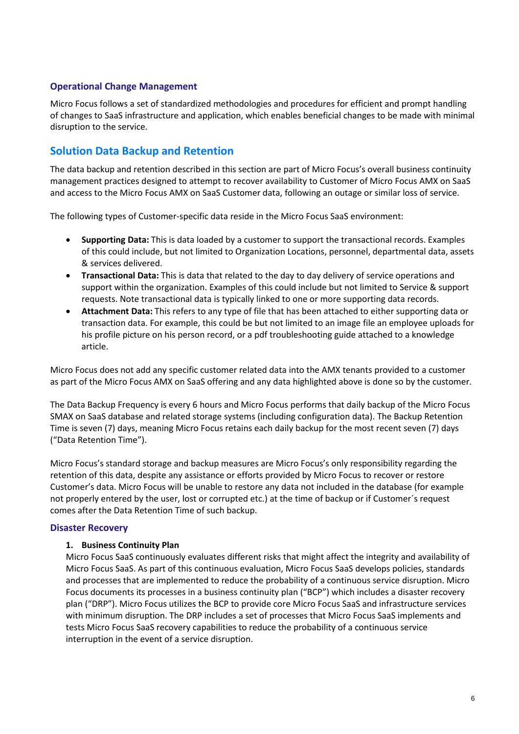### Operational Change Management

Micro Focus follows a set of standardized methodologies and procedures for efficient and prompt handling of changes to SaaS infrastructure and application, which enables beneficial changes to be made with minimal disruption to the service.

## Solution Data Backup and Retention

The data backup and retention described in this section are part of Micro Focus's overall business continuity management practices designed to attempt to recover availability to Customer of Micro Focus AMX on SaaS and access to the Micro Focus AMX on SaaS Customer data, following an outage or similar loss of service.

The following types of Customer-specific data reside in the Micro Focus SaaS environment:

- **Supporting Data:** This is data loaded by a customer to support the transactional records. Examples of this could include, but not limited to Organization Locations, personnel, departmental data, assets & services delivered.
- **Transactional Data:** This is data that related to the day to day delivery of service operations and support within the organization. Examples of this could include but not limited to Service & support requests. Note transactional data is typically linked to one or more supporting data records.
- **Attachment Data:** This refers to any type of file that has been attached to either supporting data or transaction data. For example, this could be but not limited to an image file an employee uploads for his profile picture on his person record, or a pdf troubleshooting guide attached to a knowledge article.

Micro Focus does not add any specific customer related data into the AMX tenants provided to a customer as part of the Micro Focus AMX on SaaS offering and any data highlighted above is done so by the customer.

The Data Backup Frequency is every 6 hours and Micro Focus performs that daily backup of the Micro Focus SMAX on SaaS database and related storage systems (including configuration data). The Backup Retention Time is seven (7) days, meaning Micro Focus retains each daily backup for the most recent seven (7) days ("Data Retention Time").

Micro Focus's standard storage and backup measures are Micro Focus's only responsibility regarding the retention of this data, despite any assistance or efforts provided by Micro Focus to recover or restore Customer's data. Micro Focus will be unable to restore any data not included in the database (for example not properly entered by the user, lost or corrupted etc.) at the time of backup or if Customer´s request comes after the Data Retention Time of such backup.

### Disaster Recovery

1. **Business Continuity Plan**

   Micro Focus SaaS continuously evaluates different risks that might affect the integrity and availability of Micro Focus SaaS. As part of this continuous evaluation, Micro Focus SaaS develops policies, standards and processes that are implemented to reduce the probability of a continuous service disruption. Micro Focus documents its processes in a business continuity plan ("BCP") which includes a disaster recovery plan ("DRP"). Micro Focus utilizes the BCP to provide core Micro Focus SaaS and infrastructure services with minimum disruption. The DRP includes a set of processes that Micro Focus SaaS implements and tests Micro Focus SaaS recovery capabilities to reduce the probability of a continuous service interruption in the event of a service disruption.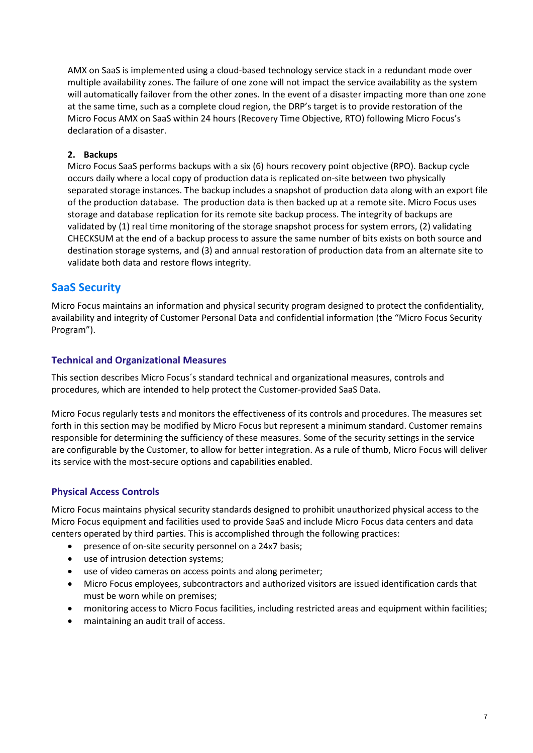AMX on SaaS is implemented using a cloud-based technology service stack in a redundant mode over multiple availability zones. The failure of one zone will not impact the service availability as the system will automatically failover from the other zones. In the event of a disaster impacting more than one zone at the same time, such as a complete cloud region, the DRP's target is to provide restoration of the Micro Focus AMX on SaaS within 24 hours (Recovery Time Objective, RTO) following Micro Focus's declaration of a disaster.

**2. Backups**

Micro Focus SaaS performs backups with a six (6) hours recovery point objective (RPO). Backup cycle occurs daily where a local copy of production data is replicated on-site between two physically separated storage instances. The backup includes a snapshot of production data along with an export file of the production database. The production data is then backed up at a remote site. Micro Focus uses storage and database replication for its remote site backup process. The integrity of backups are validated by (1) real time monitoring of the storage snapshot process for system errors, (2) validating CHECKSUM at the end of a backup process to assure the same number of bits exists on both source and destination storage systems, and (3) and annual restoration of production data from an alternate site to validate both data and restore flows integrity.

## SaaS Security

Micro Focus maintains an information and physical security program designed to protect the confidentiality, availability and integrity of Customer Personal Data and confidential information (the "Micro Focus Security Program").

### Technical and Organizational Measures

This section describes Micro Focus´s standard technical and organizational measures, controls and procedures, which are intended to help protect the Customer-provided SaaS Data.

Micro Focus regularly tests and monitors the effectiveness of its controls and procedures. The measures set forth in this section may be modified by Micro Focus but represent a minimum standard. Customer remains responsible for determining the sufficiency of these measures. Some of the security settings in the service are configurable by the Customer, to allow for better integration. As a rule of thumb, Micro Focus will deliver its service with the most-secure options and capabilities enabled.

### Physical Access Controls

Micro Focus maintains physical security standards designed to prohibit unauthorized physical access to the Micro Focus equipment and facilities used to provide SaaS and include Micro Focus data centers and data centers operated by third parties. This is accomplished through the following practices:

- presence of on-site security personnel on a 24x7 basis;
- use of intrusion detection systems;
- use of video cameras on access points and along perimeter;
- Micro Focus employees, subcontractors and authorized visitors are issued identification cards that must be worn while on premises;
- monitoring access to Micro Focus facilities, including restricted areas and equipment within facilities;
- maintaining an audit trail of access.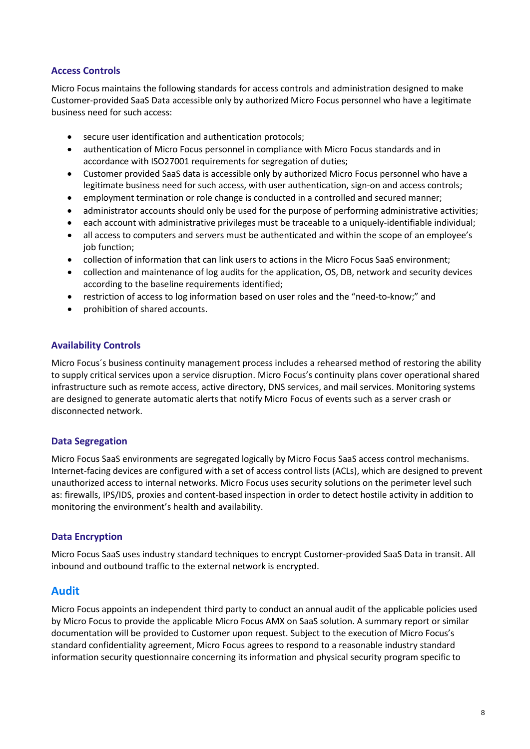### Access Controls

Micro Focus maintains the following standards for access controls and administration designed to make Customer-provided SaaS Data accessible only by authorized Micro Focus personnel who have a legitimate business need for such access:

- secure user identification and authentication protocols;
- authentication of Micro Focus personnel in compliance with Micro Focus standards and in accordance with ISO27001 requirements for segregation of duties;
- Customer provided SaaS data is accessible only by authorized Micro Focus personnel who have a legitimate business need for such access, with user authentication, sign-on and access controls;
- employment termination or role change is conducted in a controlled and secured manner;
- administrator accounts should only be used for the purpose of performing administrative activities;
- each account with administrative privileges must be traceable to a uniquely-identifiable individual;
- all access to computers and servers must be authenticated and within the scope of an employee's job function;
- collection of information that can link users to actions in the Micro Focus SaaS environment;
- collection and maintenance of log audits for the application, OS, DB, network and security devices according to the baseline requirements identified;
- restriction of access to log information based on user roles and the "need-to-know;" and
- prohibition of shared accounts.

### Availability Controls

Micro Focus´s business continuity management process includes a rehearsed method of restoring the ability to supply critical services upon a service disruption. Micro Focus's continuity plans cover operational shared infrastructure such as remote access, active directory, DNS services, and mail services. Monitoring systems are designed to generate automatic alerts that notify Micro Focus of events such as a server crash or disconnected network.

### Data Segregation

Micro Focus SaaS environments are segregated logically by Micro Focus SaaS access control mechanisms. Internet-facing devices are configured with a set of access control lists (ACLs), which are designed to prevent unauthorized access to internal networks. Micro Focus uses security solutions on the perimeter level such as: firewalls, IPS/IDS, proxies and content-based inspection in order to detect hostile activity in addition to monitoring the environment's health and availability.

### Data Encryption

Micro Focus SaaS uses industry standard techniques to encrypt Customer-provided SaaS Data in transit. All inbound and outbound traffic to the external network is encrypted.

## Audit

Micro Focus appoints an independent third party to conduct an annual audit of the applicable policies used by Micro Focus to provide the applicable Micro Focus AMX on SaaS solution. A summary report or similar documentation will be provided to Customer upon request. Subject to the execution of Micro Focus's standard confidentiality agreement, Micro Focus agrees to respond to a reasonable industry standard information security questionnaire concerning its information and physical security program specific to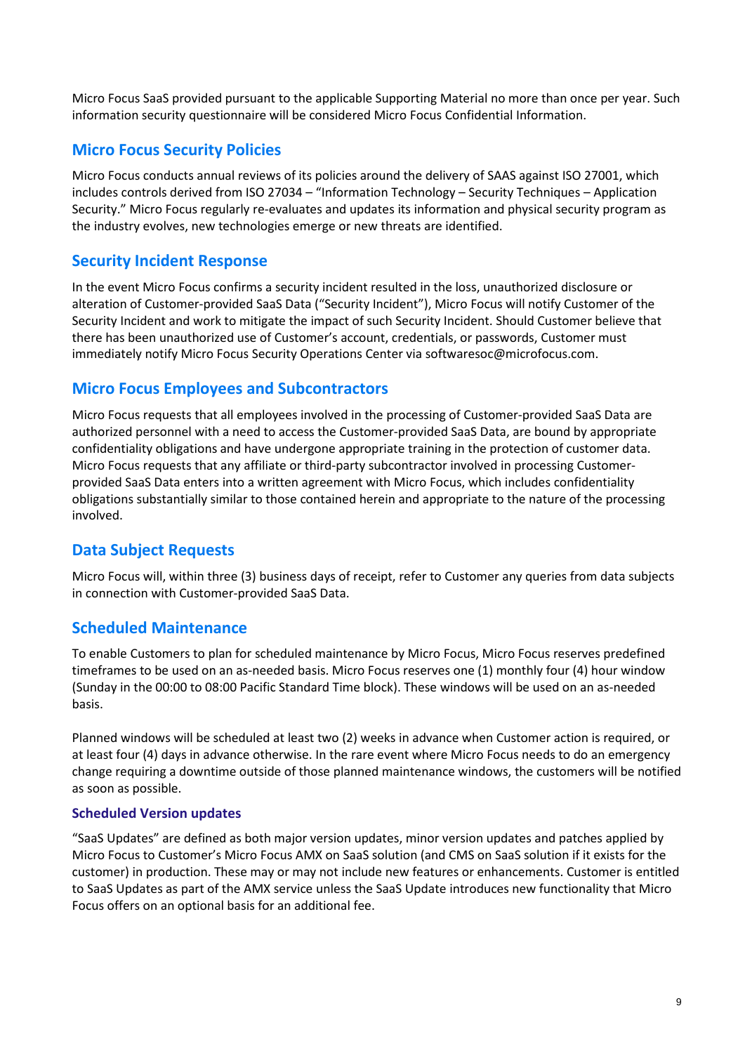Micro Focus SaaS provided pursuant to the applicable Supporting Material no more than once per year. Such information security questionnaire will be considered Micro Focus Confidential Information.

## Micro Focus Security Policies

Micro Focus conducts annual reviews of its policies around the delivery of SAAS against ISO 27001, which includes controls derived from ISO 27034 – "Information Technology – Security Techniques – Application Security." Micro Focus regularly re-evaluates and updates its information and physical security program as the industry evolves, new technologies emerge or new threats are identified.

## Security Incident Response

In the event Micro Focus confirms a security incident resulted in the loss, unauthorized disclosure or alteration of Customer-provided SaaS Data ("Security Incident"), Micro Focus will notify Customer of the Security Incident and work to mitigate the impact of such Security Incident. Should Customer believe that there has been unauthorized use of Customer's account, credentials, or passwords, Customer must immediately notify Micro Focus Security Operations Center via softwaresoc@microfocus.com.

## Micro Focus Employees and Subcontractors

Micro Focus requests that all employees involved in the processing of Customer-provided SaaS Data are authorized personnel with a need to access the Customer-provided SaaS Data, are bound by appropriate confidentiality obligations and have undergone appropriate training in the protection of customer data. Micro Focus requests that any affiliate or third-party subcontractor involved in processing Customer-provided SaaS Data enters into a written agreement with Micro Focus, which includes confidentiality obligations substantially similar to those contained herein and appropriate to the nature of the processing involved.

## Data Subject Requests

Micro Focus will, within three (3) business days of receipt, refer to Customer any queries from data subjects in connection with Customer-provided SaaS Data.

## Scheduled Maintenance

To enable Customers to plan for scheduled maintenance by Micro Focus, Micro Focus reserves predefined timeframes to be used on an as-needed basis. Micro Focus reserves one (1) monthly four (4) hour window (Sunday in the 00:00 to 08:00 Pacific Standard Time block). These windows will be used on an as-needed basis.

Planned windows will be scheduled at least two (2) weeks in advance when Customer action is required, or at least four (4) days in advance otherwise. In the rare event where Micro Focus needs to do an emergency change requiring a downtime outside of those planned maintenance windows, the customers will be notified as soon as possible.

### Scheduled Version updates

"SaaS Updates" are defined as both major version updates, minor version updates and patches applied by Micro Focus to Customer's Micro Focus AMX on SaaS solution (and CMS on SaaS solution if it exists for the customer) in production. These may or may not include new features or enhancements. Customer is entitled to SaaS Updates as part of the AMX service unless the SaaS Update introduces new functionality that Micro Focus offers on an optional basis for an additional fee.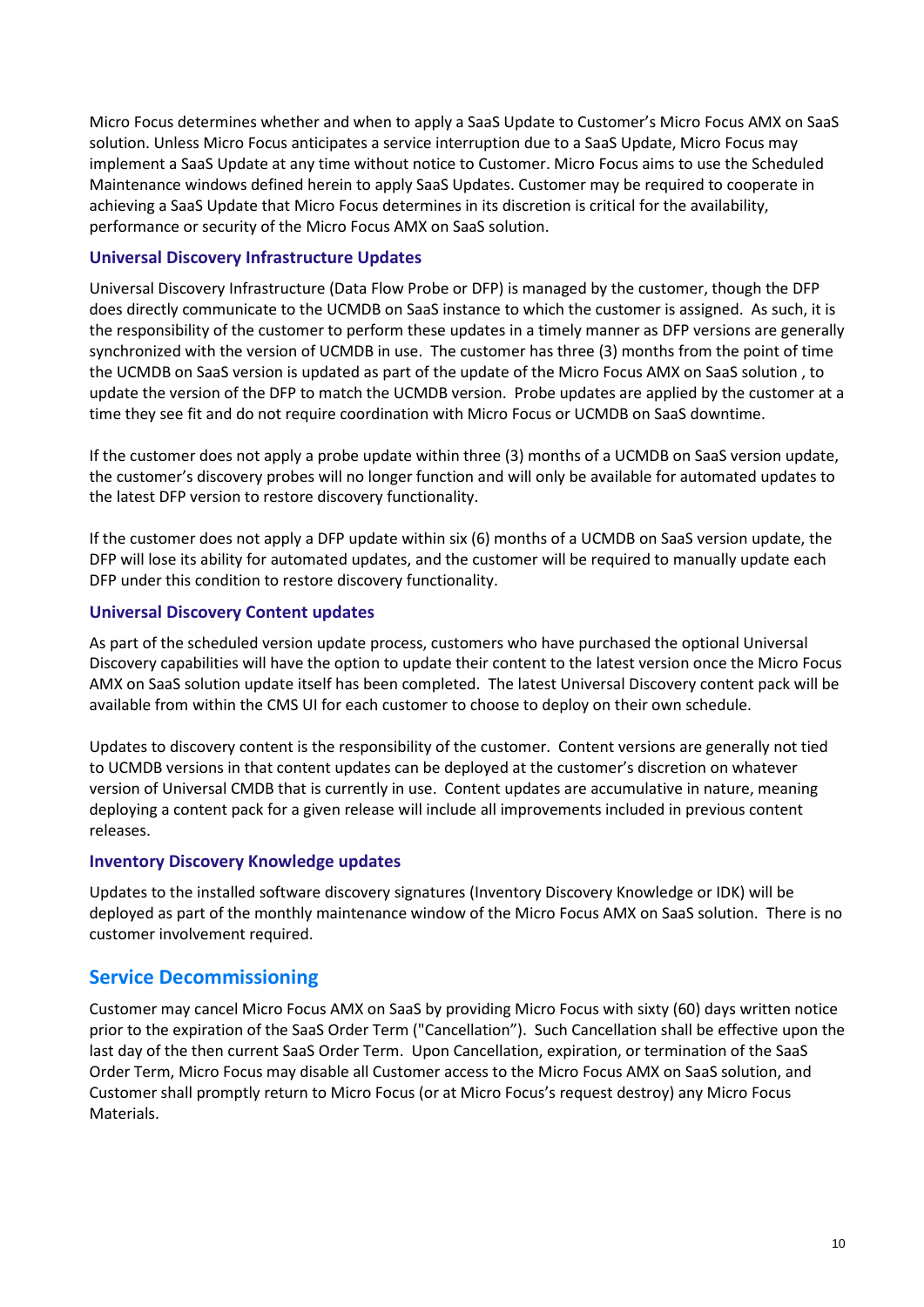Micro Focus determines whether and when to apply a SaaS Update to Customer's Micro Focus AMX on SaaS solution. Unless Micro Focus anticipates a service interruption due to a SaaS Update, Micro Focus may implement a SaaS Update at any time without notice to Customer. Micro Focus aims to use the Scheduled Maintenance windows defined herein to apply SaaS Updates. Customer may be required to cooperate in achieving a SaaS Update that Micro Focus determines in its discretion is critical for the availability, performance or security of the Micro Focus AMX on SaaS solution.

### Universal Discovery Infrastructure Updates

Universal Discovery Infrastructure (Data Flow Probe or DFP) is managed by the customer, though the DFP does directly communicate to the UCMDB on SaaS instance to which the customer is assigned. As such, it is the responsibility of the customer to perform these updates in a timely manner as DFP versions are generally synchronized with the version of UCMDB in use. The customer has three (3) months from the point of time the UCMDB on SaaS version is updated as part of the update of the Micro Focus AMX on SaaS solution , to update the version of the DFP to match the UCMDB version. Probe updates are applied by the customer at a time they see fit and do not require coordination with Micro Focus or UCMDB on SaaS downtime.

If the customer does not apply a probe update within three (3) months of a UCMDB on SaaS version update, the customer's discovery probes will no longer function and will only be available for automated updates to the latest DFP version to restore discovery functionality.

If the customer does not apply a DFP update within six (6) months of a UCMDB on SaaS version update, the DFP will lose its ability for automated updates, and the customer will be required to manually update each DFP under this condition to restore discovery functionality.

### Universal Discovery Content updates

As part of the scheduled version update process, customers who have purchased the optional Universal Discovery capabilities will have the option to update their content to the latest version once the Micro Focus AMX on SaaS solution update itself has been completed. The latest Universal Discovery content pack will be available from within the CMS UI for each customer to choose to deploy on their own schedule.

Updates to discovery content is the responsibility of the customer. Content versions are generally not tied to UCMDB versions in that content updates can be deployed at the customer's discretion on whatever version of Universal CMDB that is currently in use. Content updates are accumulative in nature, meaning deploying a content pack for a given release will include all improvements included in previous content releases.

### Inventory Discovery Knowledge updates

Updates to the installed software discovery signatures (Inventory Discovery Knowledge or IDK) will be deployed as part of the monthly maintenance window of the Micro Focus AMX on SaaS solution. There is no customer involvement required.

## Service Decommissioning

Customer may cancel Micro Focus AMX on SaaS by providing Micro Focus with sixty (60) days written notice prior to the expiration of the SaaS Order Term ("Cancellation"). Such Cancellation shall be effective upon the last day of the then current SaaS Order Term. Upon Cancellation, expiration, or termination of the SaaS Order Term, Micro Focus may disable all Customer access to the Micro Focus AMX on SaaS solution, and Customer shall promptly return to Micro Focus (or at Micro Focus's request destroy) any Micro Focus Materials.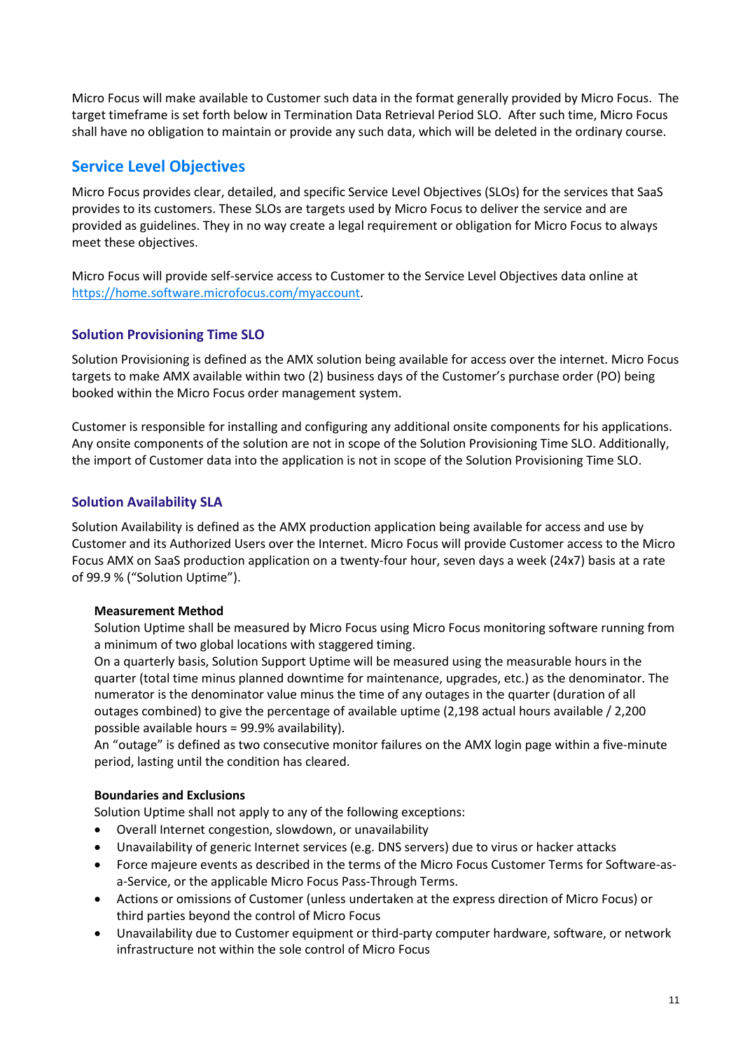Micro Focus will make available to Customer such data in the format generally provided by Micro Focus. The target timeframe is set forth below in Termination Data Retrieval Period SLO. After such time, Micro Focus shall have no obligation to maintain or provide any such data, which will be deleted in the ordinary course.

## Service Level Objectives

Micro Focus provides clear, detailed, and specific Service Level Objectives (SLOs) for the services that SaaS provides to its customers. These SLOs are targets used by Micro Focus to deliver the service and are provided as guidelines. They in no way create a legal requirement or obligation for Micro Focus to always meet these objectives.

Micro Focus will provide self-service access to Customer to the Service Level Objectives data online at https://home.software.microfocus.com/myaccount.

### Solution Provisioning Time SLO

Solution Provisioning is defined as the AMX solution being available for access over the internet. Micro Focus targets to make AMX available within two (2) business days of the Customer's purchase order (PO) being booked within the Micro Focus order management system.

Customer is responsible for installing and configuring any additional onsite components for his applications. Any onsite components of the solution are not in scope of the Solution Provisioning Time SLO. Additionally, the import of Customer data into the application is not in scope of the Solution Provisioning Time SLO.

### Solution Availability SLA

Solution Availability is defined as the AMX production application being available for access and use by Customer and its Authorized Users over the Internet. Micro Focus will provide Customer access to the Micro Focus AMX on SaaS production application on a twenty-four hour, seven days a week (24x7) basis at a rate of 99.9 % ("Solution Uptime").

**Measurement Method**

Solution Uptime shall be measured by Micro Focus using Micro Focus monitoring software running from a minimum of two global locations with staggered timing.

On a quarterly basis, Solution Support Uptime will be measured using the measurable hours in the quarter (total time minus planned downtime for maintenance, upgrades, etc.) as the denominator. The numerator is the denominator value minus the time of any outages in the quarter (duration of all outages combined) to give the percentage of available uptime (2,198 actual hours available / 2,200 possible available hours = 99.9% availability).

An "outage" is defined as two consecutive monitor failures on the AMX login page within a five-minute period, lasting until the condition has cleared.

**Boundaries and Exclusions**

Solution Uptime shall not apply to any of the following exceptions:

- Overall Internet congestion, slowdown, or unavailability
- Unavailability of generic Internet services (e.g. DNS servers) due to virus or hacker attacks
- Force majeure events as described in the terms of the Micro Focus Customer Terms for Software-as-a-Service, or the applicable Micro Focus Pass-Through Terms.
- Actions or omissions of Customer (unless undertaken at the express direction of Micro Focus) or third parties beyond the control of Micro Focus
- Unavailability due to Customer equipment or third-party computer hardware, software, or network infrastructure not within the sole control of Micro Focus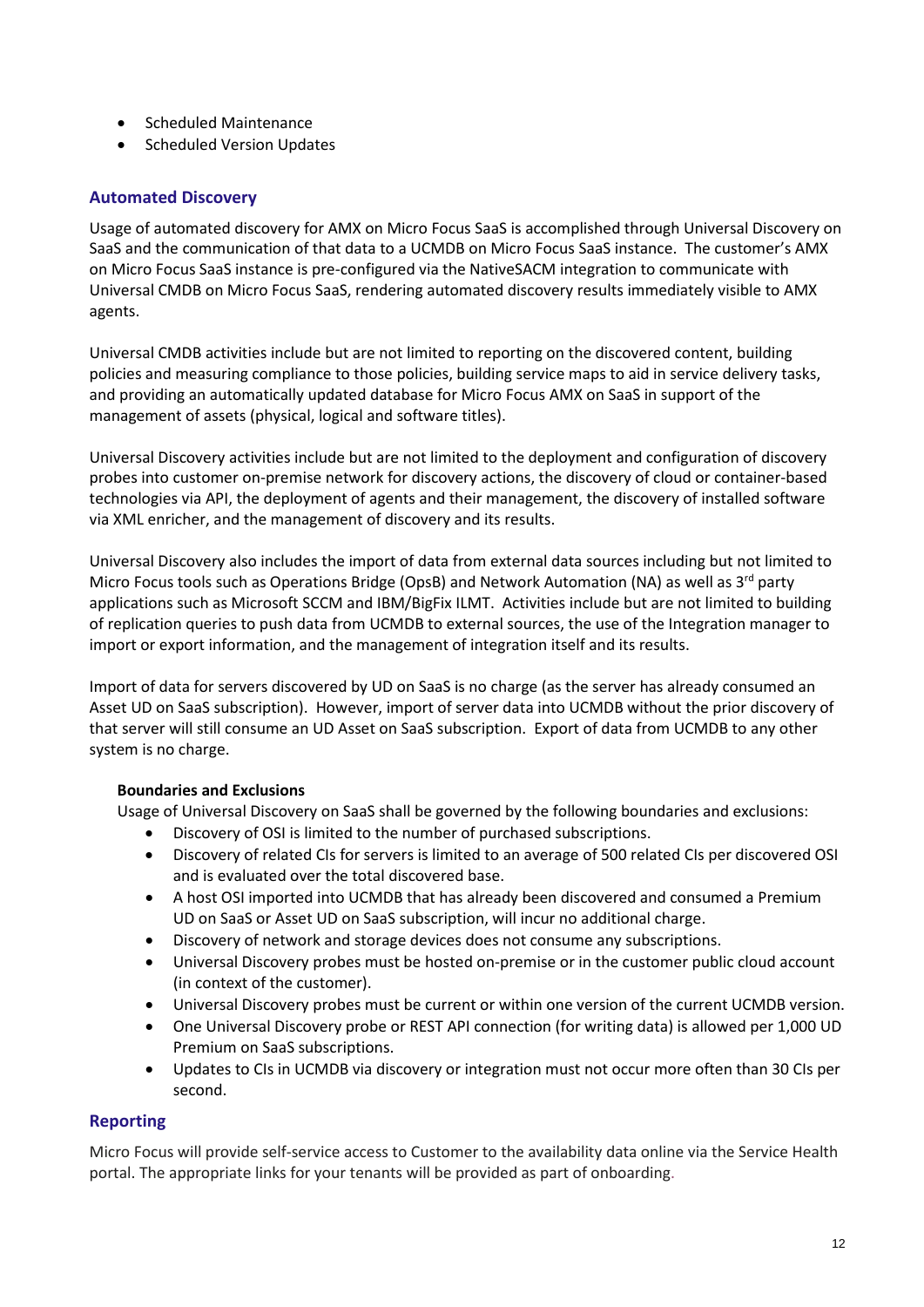- Scheduled Maintenance
- Scheduled Version Updates

## Automated Discovery

Usage of automated discovery for AMX on Micro Focus SaaS is accomplished through Universal Discovery on SaaS and the communication of that data to a UCMDB on Micro Focus SaaS instance. The customer's AMX on Micro Focus SaaS instance is pre-configured via the NativeSACM integration to communicate with Universal CMDB on Micro Focus SaaS, rendering automated discovery results immediately visible to AMX agents.

Universal CMDB activities include but are not limited to reporting on the discovered content, building policies and measuring compliance to those policies, building service maps to aid in service delivery tasks, and providing an automatically updated database for Micro Focus AMX on SaaS in support of the management of assets (physical, logical and software titles).

Universal Discovery activities include but are not limited to the deployment and configuration of discovery probes into customer on-premise network for discovery actions, the discovery of cloud or container-based technologies via API, the deployment of agents and their management, the discovery of installed software via XML enricher, and the management of discovery and its results.

Universal Discovery also includes the import of data from external data sources including but not limited to Micro Focus tools such as Operations Bridge (OpsB) and Network Automation (NA) as well as 3rd party applications such as Microsoft SCCM and IBM/BigFix ILMT. Activities include but are not limited to building of replication queries to push data from UCMDB to external sources, the use of the Integration manager to import or export information, and the management of integration itself and its results.

Import of data for servers discovered by UD on SaaS is no charge (as the server has already consumed an Asset UD on SaaS subscription). However, import of server data into UCMDB without the prior discovery of that server will still consume an UD Asset on SaaS subscription. Export of data from UCMDB to any other system is no charge.

**Boundaries and Exclusions**

Usage of Universal Discovery on SaaS shall be governed by the following boundaries and exclusions:

- Discovery of OSI is limited to the number of purchased subscriptions.
- Discovery of related CIs for servers is limited to an average of 500 related CIs per discovered OSI and is evaluated over the total discovered base.
- A host OSI imported into UCMDB that has already been discovered and consumed a Premium UD on SaaS or Asset UD on SaaS subscription, will incur no additional charge.
- Discovery of network and storage devices does not consume any subscriptions.
- Universal Discovery probes must be hosted on-premise or in the customer public cloud account (in context of the customer).
- Universal Discovery probes must be current or within one version of the current UCMDB version.
- One Universal Discovery probe or REST API connection (for writing data) is allowed per 1,000 UD Premium on SaaS subscriptions.
- Updates to CIs in UCMDB via discovery or integration must not occur more often than 30 CIs per second.

## Reporting

Micro Focus will provide self-service access to Customer to the availability data online via the Service Health portal. The appropriate links for your tenants will be provided as part of onboarding.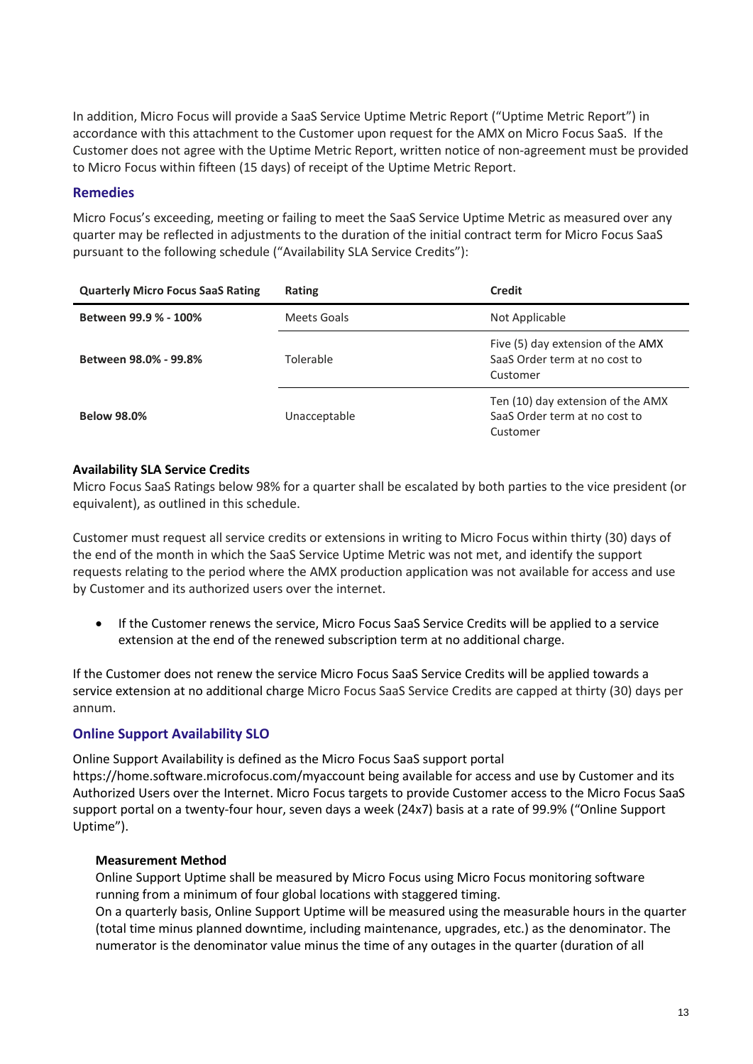In addition, Micro Focus will provide a SaaS Service Uptime Metric Report ("Uptime Metric Report") in accordance with this attachment to the Customer upon request for the AMX on Micro Focus SaaS. If the Customer does not agree with the Uptime Metric Report, written notice of non-agreement must be provided to Micro Focus within fifteen (15 days) of receipt of the Uptime Metric Report.

## Remedies

Micro Focus's exceeding, meeting or failing to meet the SaaS Service Uptime Metric as measured over any quarter may be reflected in adjustments to the duration of the initial contract term for Micro Focus SaaS pursuant to the following schedule ("Availability SLA Service Credits"):

| Quarterly Micro Focus SaaS Rating | Rating | Credit |
|---|---|---|
| **Between 99.9 % - 100%** | Meets Goals | Not Applicable |
| **Between 98.0% - 99.8%** | Tolerable | Five (5) day extension of the AMX SaaS Order term at no cost to Customer |
| **Below 98.0%** | Unacceptable | Ten (10) day extension of the AMX SaaS Order term at no cost to Customer |

**Availability SLA Service Credits**

Micro Focus SaaS Ratings below 98% for a quarter shall be escalated by both parties to the vice president (or equivalent), as outlined in this schedule.

Customer must request all service credits or extensions in writing to Micro Focus within thirty (30) days of the end of the month in which the SaaS Service Uptime Metric was not met, and identify the support requests relating to the period where the AMX production application was not available for access and use by Customer and its authorized users over the internet.

- If the Customer renews the service, Micro Focus SaaS Service Credits will be applied to a service extension at the end of the renewed subscription term at no additional charge.

If the Customer does not renew the service Micro Focus SaaS Service Credits will be applied towards a service extension at no additional charge Micro Focus SaaS Service Credits are capped at thirty (30) days per annum.

## Online Support Availability SLO

Online Support Availability is defined as the Micro Focus SaaS support portal https://home.software.microfocus.com/myaccount being available for access and use by Customer and its Authorized Users over the Internet. Micro Focus targets to provide Customer access to the Micro Focus SaaS support portal on a twenty-four hour, seven days a week (24x7) basis at a rate of 99.9% ("Online Support Uptime").

### Measurement Method

Online Support Uptime shall be measured by Micro Focus using Micro Focus monitoring software running from a minimum of four global locations with staggered timing.

On a quarterly basis, Online Support Uptime will be measured using the measurable hours in the quarter (total time minus planned downtime, including maintenance, upgrades, etc.) as the denominator. The numerator is the denominator value minus the time of any outages in the quarter (duration of all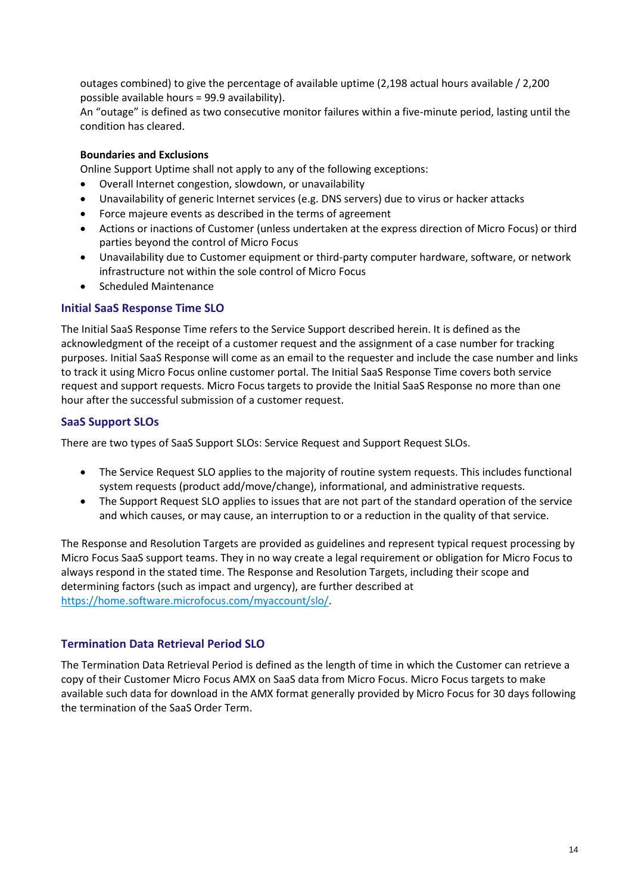outages combined) to give the percentage of available uptime (2,198 actual hours available / 2,200 possible available hours = 99.9 availability).
An "outage" is defined as two consecutive monitor failures within a five-minute period, lasting until the condition has cleared.

**Boundaries and Exclusions**
Online Support Uptime shall not apply to any of the following exceptions:

- Overall Internet congestion, slowdown, or unavailability
- Unavailability of generic Internet services (e.g. DNS servers) due to virus or hacker attacks
- Force majeure events as described in the terms of agreement
- Actions or inactions of Customer (unless undertaken at the express direction of Micro Focus) or third parties beyond the control of Micro Focus
- Unavailability due to Customer equipment or third-party computer hardware, software, or network infrastructure not within the sole control of Micro Focus
- Scheduled Maintenance

### Initial SaaS Response Time SLO

The Initial SaaS Response Time refers to the Service Support described herein. It is defined as the acknowledgment of the receipt of a customer request and the assignment of a case number for tracking purposes. Initial SaaS Response will come as an email to the requester and include the case number and links to track it using Micro Focus online customer portal. The Initial SaaS Response Time covers both service request and support requests. Micro Focus targets to provide the Initial SaaS Response no more than one hour after the successful submission of a customer request.

### SaaS Support SLOs

There are two types of SaaS Support SLOs: Service Request and Support Request SLOs.

- The Service Request SLO applies to the majority of routine system requests. This includes functional system requests (product add/move/change), informational, and administrative requests.
- The Support Request SLO applies to issues that are not part of the standard operation of the service and which causes, or may cause, an interruption to or a reduction in the quality of that service.

The Response and Resolution Targets are provided as guidelines and represent typical request processing by Micro Focus SaaS support teams. They in no way create a legal requirement or obligation for Micro Focus to always respond in the stated time. The Response and Resolution Targets, including their scope and determining factors (such as impact and urgency), are further described at [https://home.software.microfocus.com/myaccount/slo/](https://home.software.microfocus.com/myaccount/slo/).

### Termination Data Retrieval Period SLO

The Termination Data Retrieval Period is defined as the length of time in which the Customer can retrieve a copy of their Customer Micro Focus AMX on SaaS data from Micro Focus. Micro Focus targets to make available such data for download in the AMX format generally provided by Micro Focus for 30 days following the termination of the SaaS Order Term.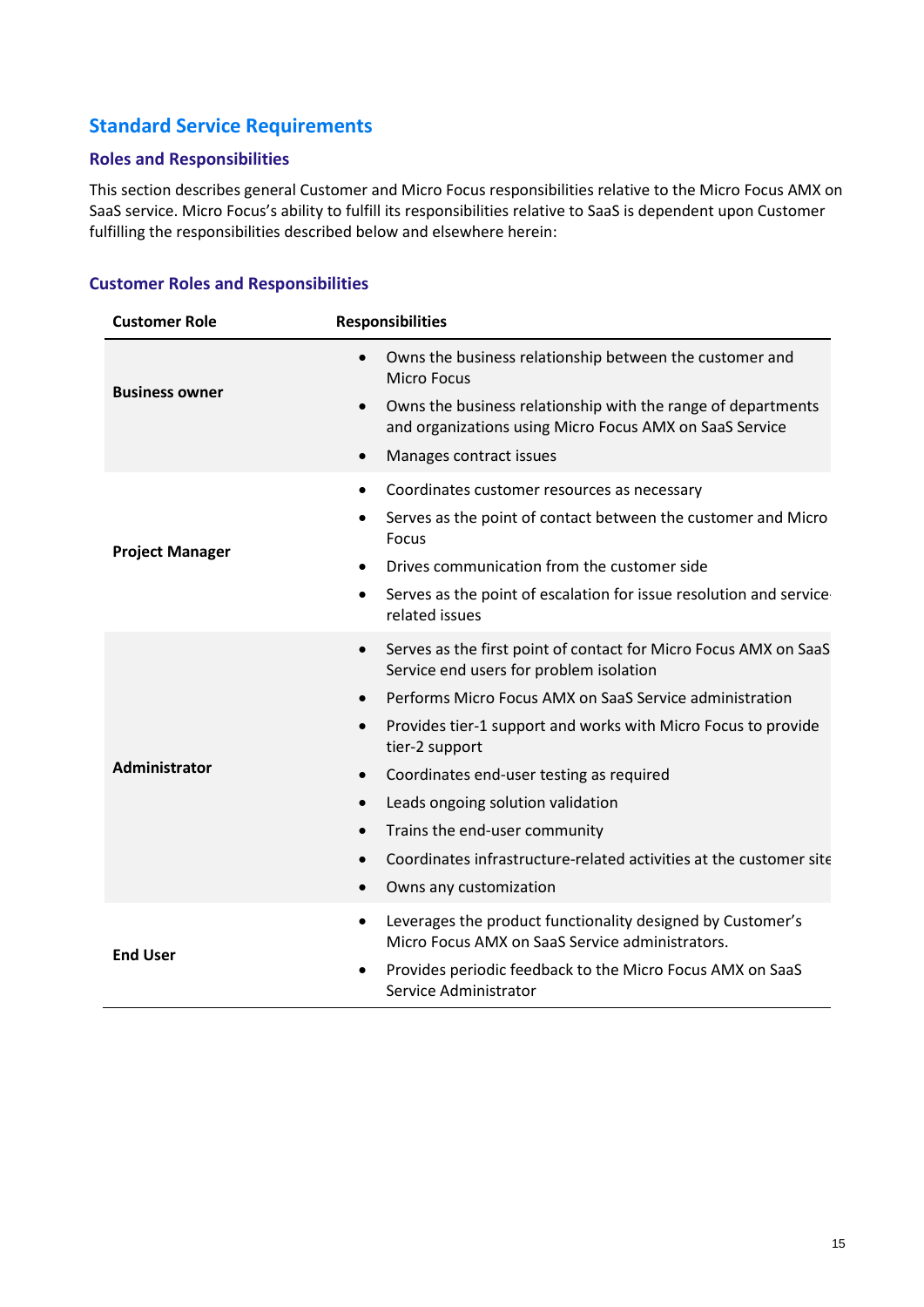## Standard Service Requirements

### Roles and Responsibilities

This section describes general Customer and Micro Focus responsibilities relative to the Micro Focus AMX on SaaS service. Micro Focus's ability to fulfill its responsibilities relative to SaaS is dependent upon Customer fulfilling the responsibilities described below and elsewhere herein:

### Customer Roles and Responsibilities

| Customer Role | Responsibilities |
|---|---|
| **Business owner** | • Owns the business relationship between the customer and Micro Focus<br>• Owns the business relationship with the range of departments and organizations using Micro Focus AMX on SaaS Service<br>• Manages contract issues |
| **Project Manager** | • Coordinates customer resources as necessary<br>• Serves as the point of contact between the customer and Micro Focus<br>• Drives communication from the customer side<br>• Serves as the point of escalation for issue resolution and service-related issues |
| **Administrator** | • Serves as the first point of contact for Micro Focus AMX on SaaS Service end users for problem isolation<br>• Performs Micro Focus AMX on SaaS Service administration<br>• Provides tier-1 support and works with Micro Focus to provide tier-2 support<br>• Coordinates end-user testing as required<br>• Leads ongoing solution validation<br>• Trains the end-user community<br>• Coordinates infrastructure-related activities at the customer site<br>• Owns any customization |
| **End User** | • Leverages the product functionality designed by Customer's Micro Focus AMX on SaaS Service administrators.<br>• Provides periodic feedback to the Micro Focus AMX on SaaS Service Administrator |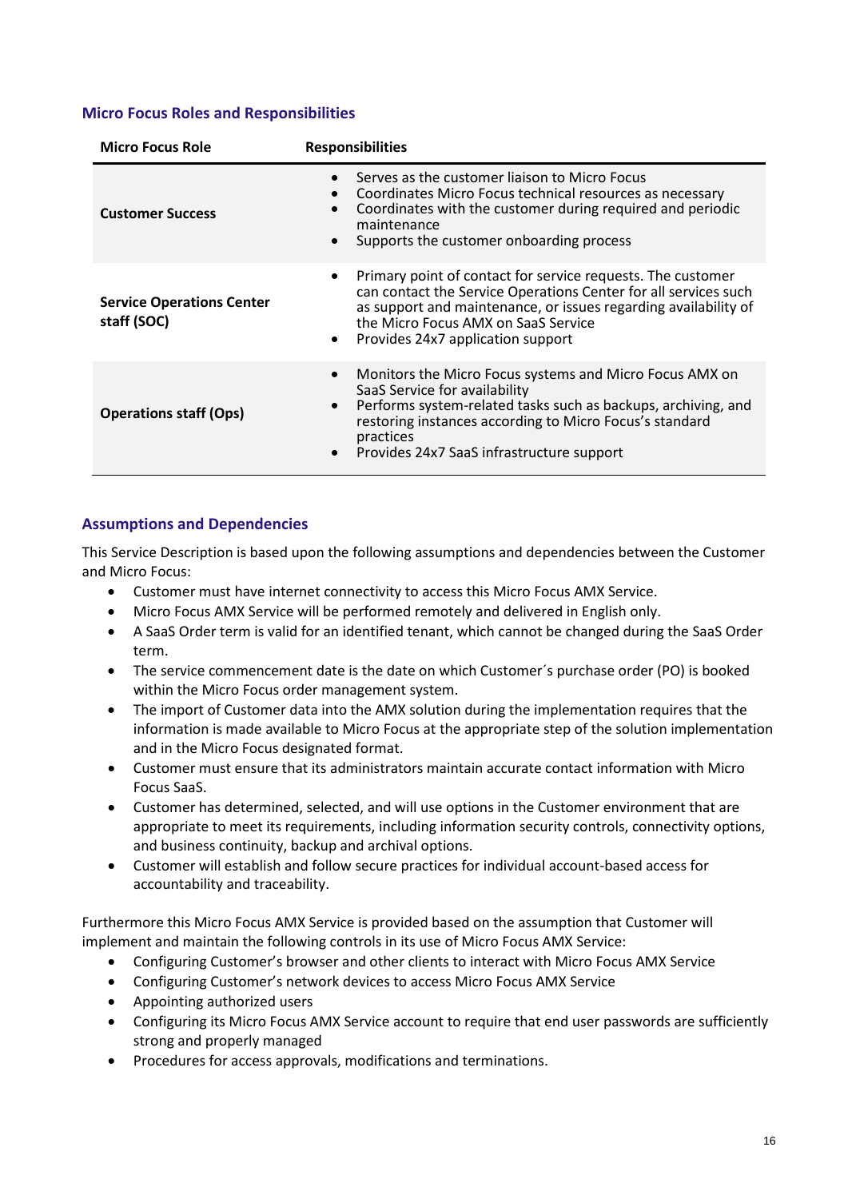## Micro Focus Roles and Responsibilities

| Micro Focus Role | Responsibilities |
|---|---|
| **Customer Success** | • Serves as the customer liaison to Micro Focus<br>• Coordinates Micro Focus technical resources as necessary<br>• Coordinates with the customer during required and periodic maintenance<br>• Supports the customer onboarding process |
| **Service Operations Center staff (SOC)** | • Primary point of contact for service requests. The customer can contact the Service Operations Center for all services such as support and maintenance, or issues regarding availability of the Micro Focus AMX on SaaS Service<br>• Provides 24x7 application support |
| **Operations staff (Ops)** | • Monitors the Micro Focus systems and Micro Focus AMX on SaaS Service for availability<br>• Performs system-related tasks such as backups, archiving, and restoring instances according to Micro Focus's standard practices<br>• Provides 24x7 SaaS infrastructure support |

## Assumptions and Dependencies

This Service Description is based upon the following assumptions and dependencies between the Customer and Micro Focus:

- Customer must have internet connectivity to access this Micro Focus AMX Service.
- Micro Focus AMX Service will be performed remotely and delivered in English only.
- A SaaS Order term is valid for an identified tenant, which cannot be changed during the SaaS Order term.
- The service commencement date is the date on which Customer´s purchase order (PO) is booked within the Micro Focus order management system.
- The import of Customer data into the AMX solution during the implementation requires that the information is made available to Micro Focus at the appropriate step of the solution implementation and in the Micro Focus designated format.
- Customer must ensure that its administrators maintain accurate contact information with Micro Focus SaaS.
- Customer has determined, selected, and will use options in the Customer environment that are appropriate to meet its requirements, including information security controls, connectivity options, and business continuity, backup and archival options.
- Customer will establish and follow secure practices for individual account-based access for accountability and traceability.

Furthermore this Micro Focus AMX Service is provided based on the assumption that Customer will implement and maintain the following controls in its use of Micro Focus AMX Service:

- Configuring Customer's browser and other clients to interact with Micro Focus AMX Service
- Configuring Customer's network devices to access Micro Focus AMX Service
- Appointing authorized users
- Configuring its Micro Focus AMX Service account to require that end user passwords are sufficiently strong and properly managed
- Procedures for access approvals, modifications and terminations.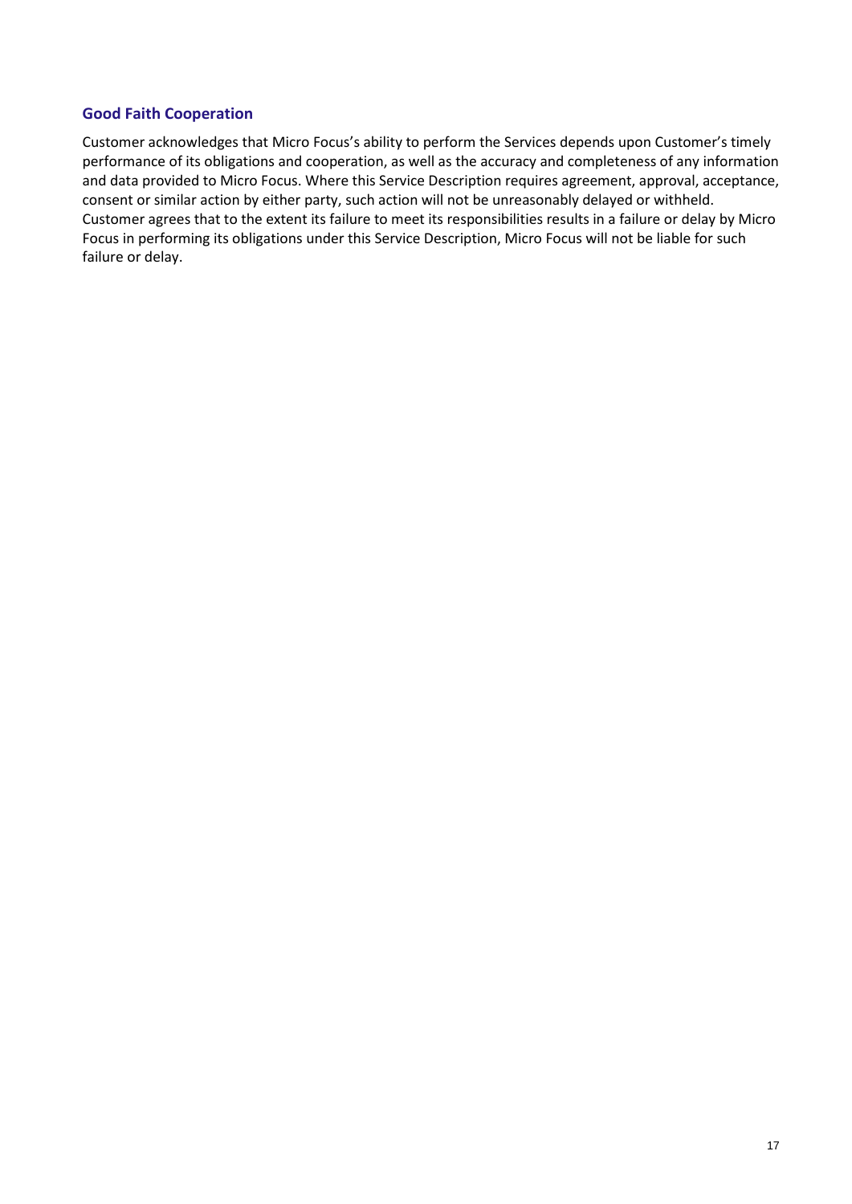## Good Faith Cooperation

Customer acknowledges that Micro Focus's ability to perform the Services depends upon Customer's timely performance of its obligations and cooperation, as well as the accuracy and completeness of any information and data provided to Micro Focus. Where this Service Description requires agreement, approval, acceptance, consent or similar action by either party, such action will not be unreasonably delayed or withheld. Customer agrees that to the extent its failure to meet its responsibilities results in a failure or delay by Micro Focus in performing its obligations under this Service Description, Micro Focus will not be liable for such failure or delay.